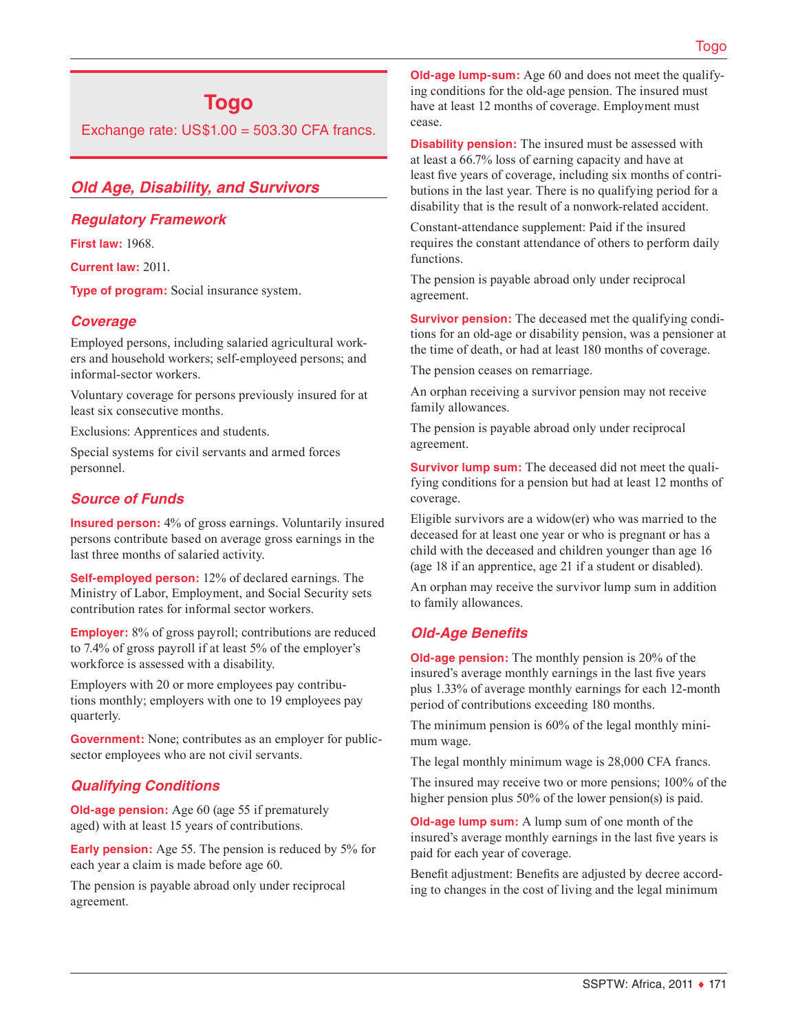# Togo

Exchange rate: US$1.00 = 503.30 CFA francs.

## Old Age, Disability, and Survivors

### Regulatory Framework

**First law:** 1968.

**Current law:** 2011.

**Type of program:** Social insurance system.

### Coverage

Employed persons, including salaried agricultural workers and household workers; self-employeed persons; and informal-sector workers.

Voluntary coverage for persons previously insured for at least six consecutive months.

Exclusions: Apprentices and students.

Special systems for civil servants and armed forces personnel.

### Source of Funds

**Insured person:** 4% of gross earnings. Voluntarily insured persons contribute based on average gross earnings in the last three months of salaried activity.

**Self-employed person:** 12% of declared earnings. The Ministry of Labor, Employment, and Social Security sets contribution rates for informal sector workers.

**Employer:** 8% of gross payroll; contributions are reduced to 7.4% of gross payroll if at least 5% of the employer's workforce is assessed with a disability.

Employers with 20 or more employees pay contributions monthly; employers with one to 19 employees pay quarterly.

**Government:** None; contributes as an employer for public-sector employees who are not civil servants.

### Qualifying Conditions

**Old-age pension:** Age 60 (age 55 if prematurely aged) with at least 15 years of contributions.

**Early pension:** Age 55. The pension is reduced by 5% for each year a claim is made before age 60.

The pension is payable abroad only under reciprocal agreement.

**Old-age lump-sum:** Age 60 and does not meet the qualifying conditions for the old-age pension. The insured must have at least 12 months of coverage. Employment must cease.

**Disability pension:** The insured must be assessed with at least a 66.7% loss of earning capacity and have at least five years of coverage, including six months of contributions in the last year. There is no qualifying period for a disability that is the result of a nonwork-related accident.

Constant-attendance supplement: Paid if the insured requires the constant attendance of others to perform daily functions.

The pension is payable abroad only under reciprocal agreement.

**Survivor pension:** The deceased met the qualifying conditions for an old-age or disability pension, was a pensioner at the time of death, or had at least 180 months of coverage.

The pension ceases on remarriage.

An orphan receiving a survivor pension may not receive family allowances.

The pension is payable abroad only under reciprocal agreement.

**Survivor lump sum:** The deceased did not meet the qualifying conditions for a pension but had at least 12 months of coverage.

Eligible survivors are a widow(er) who was married to the deceased for at least one year or who is pregnant or has a child with the deceased and children younger than age 16 (age 18 if an apprentice, age 21 if a student or disabled).

An orphan may receive the survivor lump sum in addition to family allowances.

### Old-Age Benefits

**Old-age pension:** The monthly pension is 20% of the insured's average monthly earnings in the last five years plus 1.33% of average monthly earnings for each 12-month period of contributions exceeding 180 months.

The minimum pension is 60% of the legal monthly minimum wage.

The legal monthly minimum wage is 28,000 CFA francs.

The insured may receive two or more pensions; 100% of the higher pension plus 50% of the lower pension(s) is paid.

**Old-age lump sum:** A lump sum of one month of the insured's average monthly earnings in the last five years is paid for each year of coverage.

Benefit adjustment: Benefits are adjusted by decree according to changes in the cost of living and the legal minimum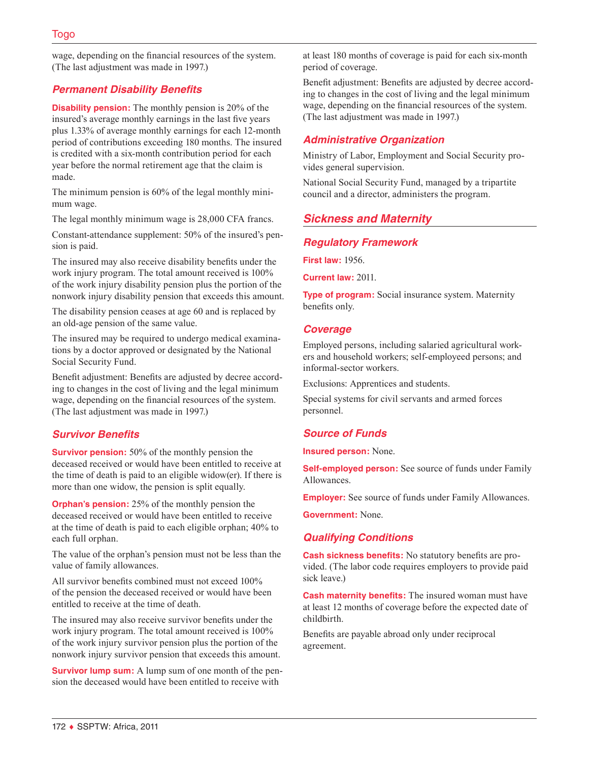wage, depending on the financial resources of the system. (The last adjustment was made in 1997.)

### Permanent Disability Benefits

**Disability pension:** The monthly pension is 20% of the insured's average monthly earnings in the last five years plus 1.33% of average monthly earnings for each 12-month period of contributions exceeding 180 months. The insured is credited with a six-month contribution period for each year before the normal retirement age that the claim is made.

The minimum pension is 60% of the legal monthly minimum wage.

The legal monthly minimum wage is 28,000 CFA francs.

Constant-attendance supplement: 50% of the insured's pension is paid.

The insured may also receive disability benefits under the work injury program. The total amount received is 100% of the work injury disability pension plus the portion of the nonwork injury disability pension that exceeds this amount.

The disability pension ceases at age 60 and is replaced by an old-age pension of the same value.

The insured may be required to undergo medical examinations by a doctor approved or designated by the National Social Security Fund.

Benefit adjustment: Benefits are adjusted by decree according to changes in the cost of living and the legal minimum wage, depending on the financial resources of the system. (The last adjustment was made in 1997.)

### Survivor Benefits

**Survivor pension:** 50% of the monthly pension the deceased received or would have been entitled to receive at the time of death is paid to an eligible widow(er). If there is more than one widow, the pension is split equally.

**Orphan's pension:** 25% of the monthly pension the deceased received or would have been entitled to receive at the time of death is paid to each eligible orphan; 40% to each full orphan.

The value of the orphan's pension must not be less than the value of family allowances.

All survivor benefits combined must not exceed 100% of the pension the deceased received or would have been entitled to receive at the time of death.

The insured may also receive survivor benefits under the work injury program. The total amount received is 100% of the work injury survivor pension plus the portion of the nonwork injury survivor pension that exceeds this amount.

**Survivor lump sum:** A lump sum of one month of the pension the deceased would have been entitled to receive with at least 180 months of coverage is paid for each six-month period of coverage.

Benefit adjustment: Benefits are adjusted by decree according to changes in the cost of living and the legal minimum wage, depending on the financial resources of the system. (The last adjustment was made in 1997.)

### Administrative Organization

Ministry of Labor, Employment and Social Security provides general supervision.

National Social Security Fund, managed by a tripartite council and a director, administers the program.

## Sickness and Maternity

### Regulatory Framework

**First law:** 1956.

**Current law:** 2011.

**Type of program:** Social insurance system. Maternity benefits only.

### Coverage

Employed persons, including salaried agricultural workers and household workers; self-employeed persons; and informal-sector workers.

Exclusions: Apprentices and students.

Special systems for civil servants and armed forces personnel.

### Source of Funds

**Insured person:** None.

**Self-employed person:** See source of funds under Family Allowances.

**Employer:** See source of funds under Family Allowances.

**Government:** None.

### Qualifying Conditions

**Cash sickness benefits:** No statutory benefits are provided. (The labor code requires employers to provide paid sick leave.)

**Cash maternity benefits:** The insured woman must have at least 12 months of coverage before the expected date of childbirth.

Benefits are payable abroad only under reciprocal agreement.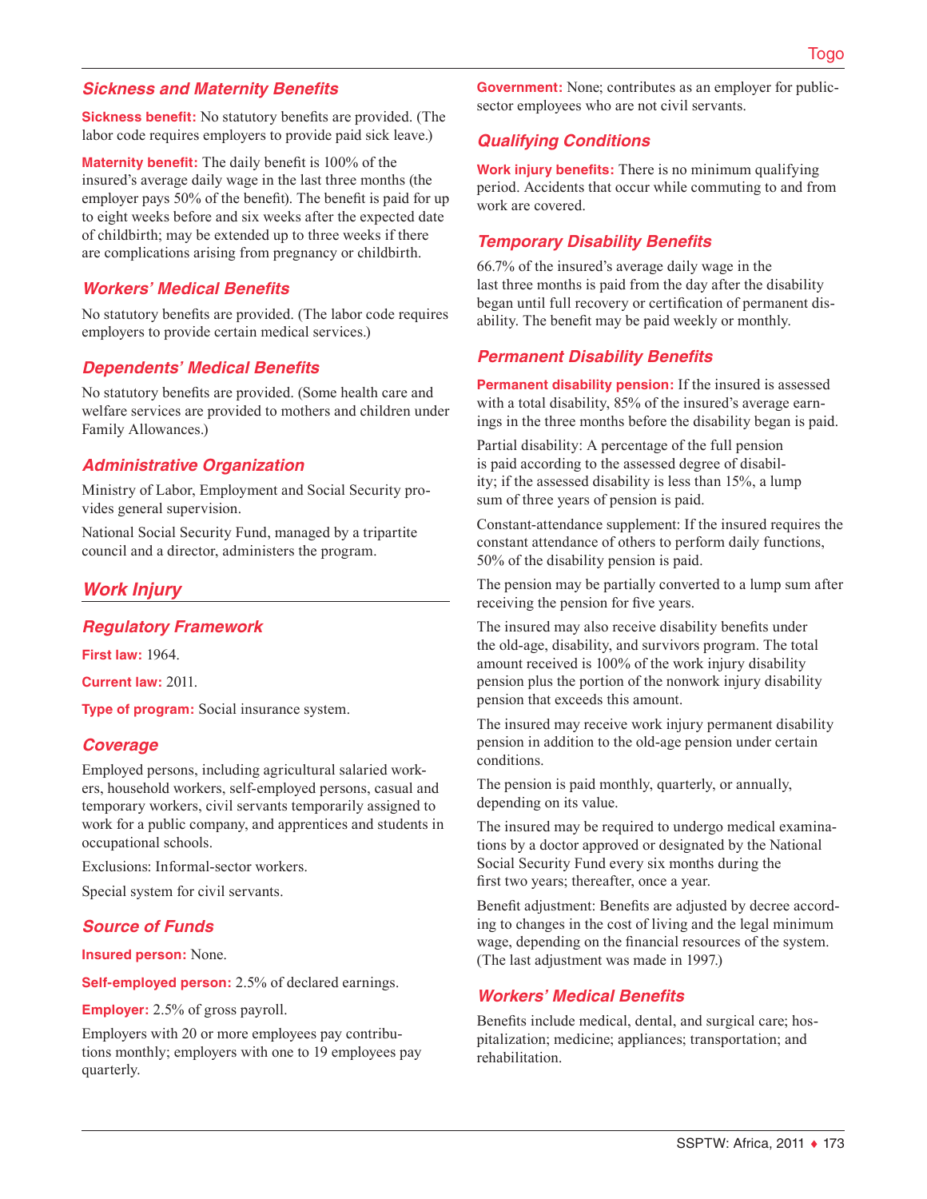### Sickness and Maternity Benefits

**Sickness benefit:** No statutory benefits are provided. (The labor code requires employers to provide paid sick leave.)

**Maternity benefit:** The daily benefit is 100% of the insured's average daily wage in the last three months (the employer pays 50% of the benefit). The benefit is paid for up to eight weeks before and six weeks after the expected date of childbirth; may be extended up to three weeks if there are complications arising from pregnancy or childbirth.

### Workers' Medical Benefits

No statutory benefits are provided. (The labor code requires employers to provide certain medical services.)

### Dependents' Medical Benefits

No statutory benefits are provided. (Some health care and welfare services are provided to mothers and children under Family Allowances.)

### Administrative Organization

Ministry of Labor, Employment and Social Security provides general supervision.

National Social Security Fund, managed by a tripartite council and a director, administers the program.

## Work Injury

### Regulatory Framework

**First law:** 1964.

**Current law:** 2011.

**Type of program:** Social insurance system.

### Coverage

Employed persons, including agricultural salaried workers, household workers, self-employed persons, casual and temporary workers, civil servants temporarily assigned to work for a public company, and apprentices and students in occupational schools.

Exclusions: Informal-sector workers.

Special system for civil servants.

### Source of Funds

**Insured person:** None.

**Self-employed person:** 2.5% of declared earnings.

**Employer:** 2.5% of gross payroll.

Employers with 20 or more employees pay contributions monthly; employers with one to 19 employees pay quarterly.

**Government:** None; contributes as an employer for public-sector employees who are not civil servants.

### Qualifying Conditions

**Work injury benefits:** There is no minimum qualifying period. Accidents that occur while commuting to and from work are covered.

### Temporary Disability Benefits

66.7% of the insured's average daily wage in the last three months is paid from the day after the disability began until full recovery or certification of permanent disability. The benefit may be paid weekly or monthly.

### Permanent Disability Benefits

**Permanent disability pension:** If the insured is assessed with a total disability, 85% of the insured's average earnings in the three months before the disability began is paid.

Partial disability: A percentage of the full pension is paid according to the assessed degree of disability; if the assessed disability is less than 15%, a lump sum of three years of pension is paid.

Constant-attendance supplement: If the insured requires the constant attendance of others to perform daily functions, 50% of the disability pension is paid.

The pension may be partially converted to a lump sum after receiving the pension for five years.

The insured may also receive disability benefits under the old-age, disability, and survivors program. The total amount received is 100% of the work injury disability pension plus the portion of the nonwork injury disability pension that exceeds this amount.

The insured may receive work injury permanent disability pension in addition to the old-age pension under certain conditions.

The pension is paid monthly, quarterly, or annually, depending on its value.

The insured may be required to undergo medical examinations by a doctor approved or designated by the National Social Security Fund every six months during the first two years; thereafter, once a year.

Benefit adjustment: Benefits are adjusted by decree according to changes in the cost of living and the legal minimum wage, depending on the financial resources of the system. (The last adjustment was made in 1997.)

### Workers' Medical Benefits

Benefits include medical, dental, and surgical care; hospitalization; medicine; appliances; transportation; and rehabilitation.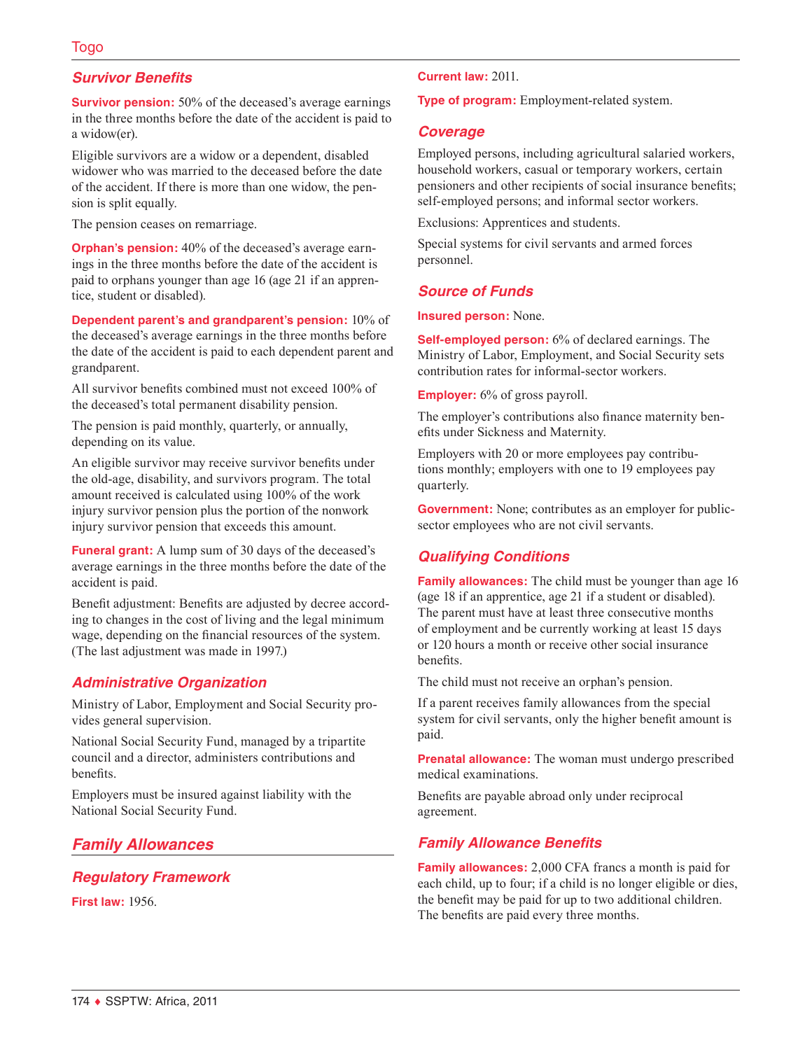### Survivor Benefits

**Survivor pension:** 50% of the deceased's average earnings in the three months before the date of the accident is paid to a widow(er).

Eligible survivors are a widow or a dependent, disabled widower who was married to the deceased before the date of the accident. If there is more than one widow, the pension is split equally.

The pension ceases on remarriage.

**Orphan's pension:** 40% of the deceased's average earnings in the three months before the date of the accident is paid to orphans younger than age 16 (age 21 if an apprentice, student or disabled).

**Dependent parent's and grandparent's pension:** 10% of the deceased's average earnings in the three months before the date of the accident is paid to each dependent parent and grandparent.

All survivor benefits combined must not exceed 100% of the deceased's total permanent disability pension.

The pension is paid monthly, quarterly, or annually, depending on its value.

An eligible survivor may receive survivor benefits under the old-age, disability, and survivors program. The total amount received is calculated using 100% of the work injury survivor pension plus the portion of the nonwork injury survivor pension that exceeds this amount.

**Funeral grant:** A lump sum of 30 days of the deceased's average earnings in the three months before the date of the accident is paid.

Benefit adjustment: Benefits are adjusted by decree according to changes in the cost of living and the legal minimum wage, depending on the financial resources of the system. (The last adjustment was made in 1997.)

### Administrative Organization

Ministry of Labor, Employment and Social Security provides general supervision.

National Social Security Fund, managed by a tripartite council and a director, administers contributions and benefits.

Employers must be insured against liability with the National Social Security Fund.

## Family Allowances

### Regulatory Framework

**First law:** 1956.

**Current law:** 2011.

**Type of program:** Employment-related system.

### Coverage

Employed persons, including agricultural salaried workers, household workers, casual or temporary workers, certain pensioners and other recipients of social insurance benefits; self-employed persons; and informal sector workers.

Exclusions: Apprentices and students.

Special systems for civil servants and armed forces personnel.

### Source of Funds

**Insured person:** None.

**Self-employed person:** 6% of declared earnings. The Ministry of Labor, Employment, and Social Security sets contribution rates for informal-sector workers.

**Employer:** 6% of gross payroll.

The employer's contributions also finance maternity benefits under Sickness and Maternity.

Employers with 20 or more employees pay contributions monthly; employers with one to 19 employees pay quarterly.

**Government:** None; contributes as an employer for public-sector employees who are not civil servants.

### Qualifying Conditions

**Family allowances:** The child must be younger than age 16 (age 18 if an apprentice, age 21 if a student or disabled). The parent must have at least three consecutive months of employment and be currently working at least 15 days or 120 hours a month or receive other social insurance benefits.

The child must not receive an orphan's pension.

If a parent receives family allowances from the special system for civil servants, only the higher benefit amount is paid.

**Prenatal allowance:** The woman must undergo prescribed medical examinations.

Benefits are payable abroad only under reciprocal agreement.

### Family Allowance Benefits

**Family allowances:** 2,000 CFA francs a month is paid for each child, up to four; if a child is no longer eligible or dies, the benefit may be paid for up to two additional children. The benefits are paid every three months.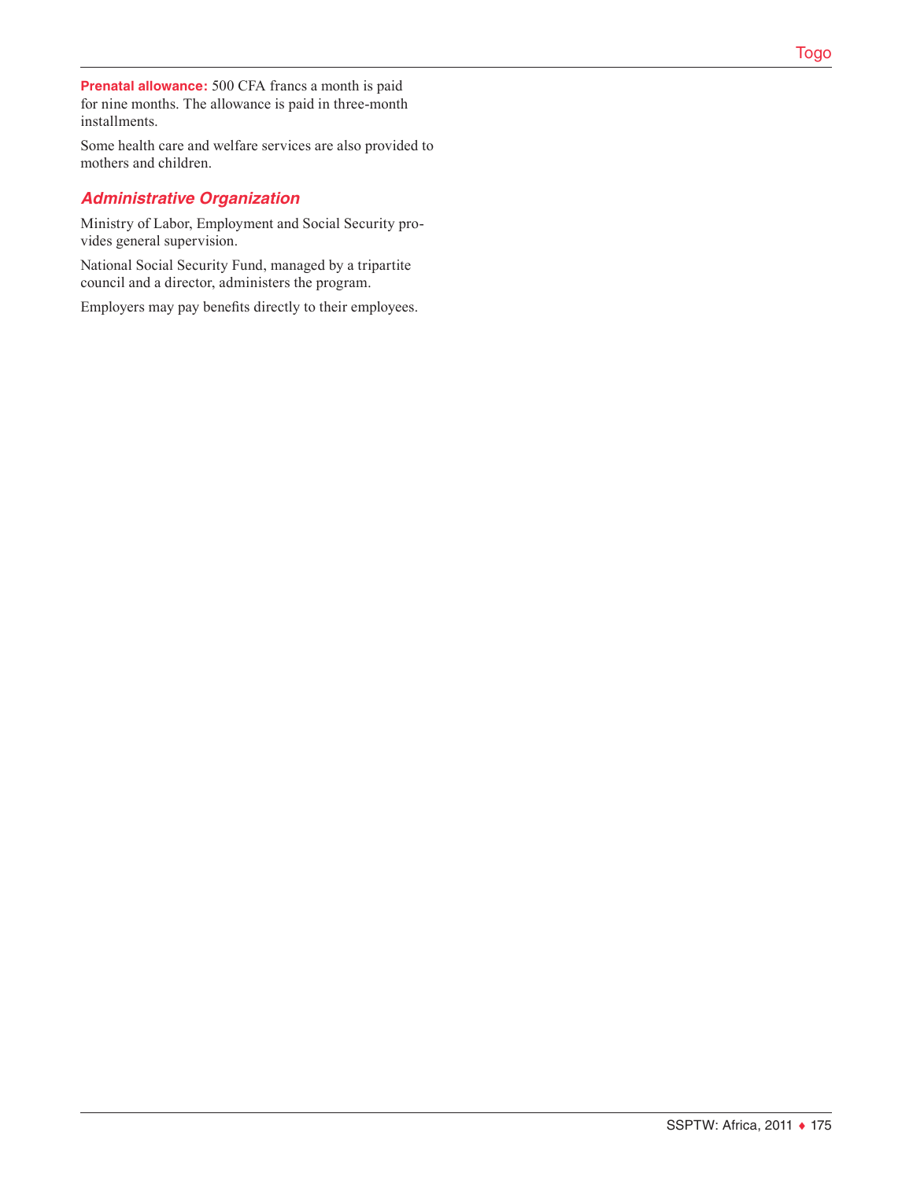**Prenatal allowance:** 500 CFA francs a month is paid for nine months. The allowance is paid in three-month installments.

Some health care and welfare services are also provided to mothers and children.

### *Administrative Organization*

Ministry of Labor, Employment and Social Security provides general supervision.

National Social Security Fund, managed by a tripartite council and a director, administers the program.

Employers may pay benefits directly to their employees.